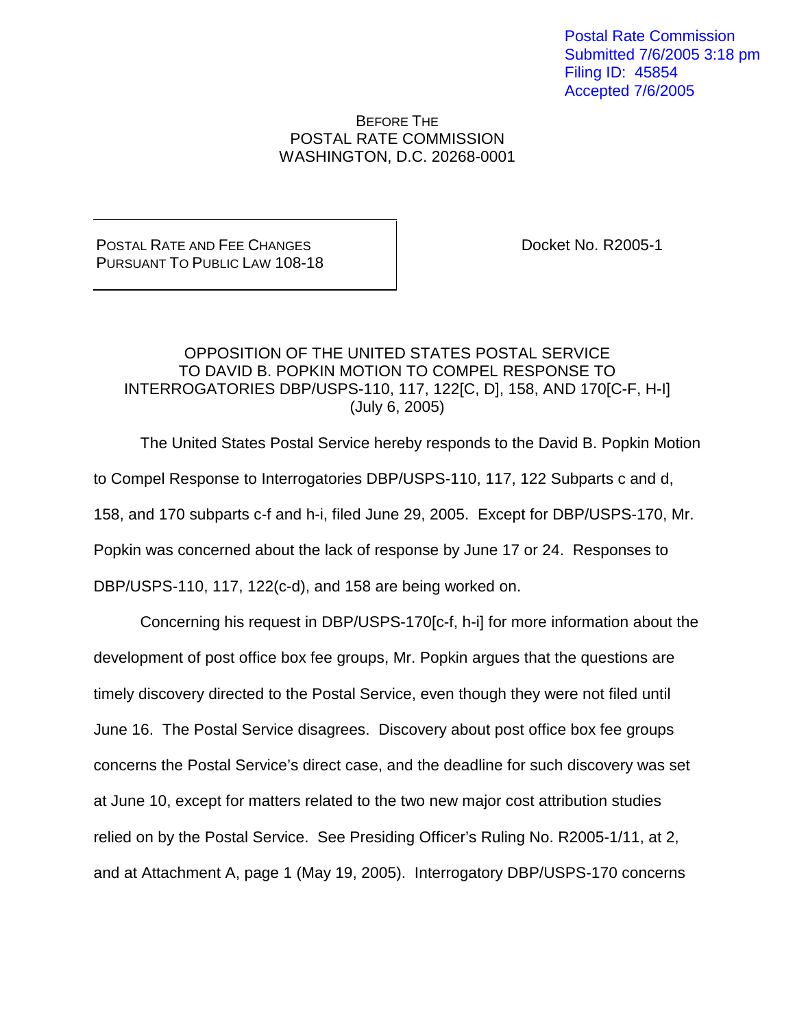Postal Rate Commission
Submitted 7/6/2005 3:18 pm
Filing ID: 45854
Accepted 7/6/2005

BEFORE THE
POSTAL RATE COMMISSION
WASHINGTON, D.C. 20268-0001

| | |
|---|---|
| POSTAL RATE AND FEE CHANGES PURSUANT TO PUBLIC LAW 108-18 | Docket No. R2005-1 |

OPPOSITION OF THE UNITED STATES POSTAL SERVICE
TO DAVID B. POPKIN MOTION TO COMPEL RESPONSE TO
INTERROGATORIES DBP/USPS-110, 117, 122[C, D], 158, AND 170[C-F, H-I]
(July 6, 2005)

The United States Postal Service hereby responds to the David B. Popkin Motion to Compel Response to Interrogatories DBP/USPS-110, 117, 122 Subparts c and d, 158, and 170 subparts c-f and h-i, filed June 29, 2005. Except for DBP/USPS-170, Mr. Popkin was concerned about the lack of response by June 17 or 24. Responses to DBP/USPS-110, 117, 122(c-d), and 158 are being worked on.

Concerning his request in DBP/USPS-170[c-f, h-i] for more information about the development of post office box fee groups, Mr. Popkin argues that the questions are timely discovery directed to the Postal Service, even though they were not filed until June 16. The Postal Service disagrees. Discovery about post office box fee groups concerns the Postal Service's direct case, and the deadline for such discovery was set at June 10, except for matters related to the two new major cost attribution studies relied on by the Postal Service. See Presiding Officer's Ruling No. R2005-1/11, at 2, and at Attachment A, page 1 (May 19, 2005). Interrogatory DBP/USPS-170 concerns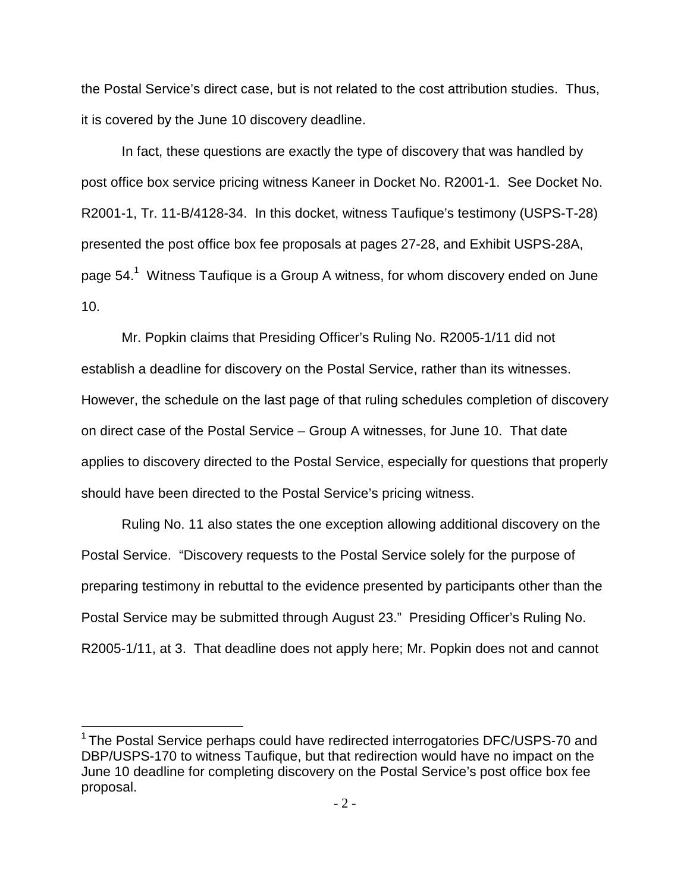the Postal Service's direct case, but is not related to the cost attribution studies. Thus, it is covered by the June 10 discovery deadline.

In fact, these questions are exactly the type of discovery that was handled by post office box service pricing witness Kaneer in Docket No. R2001-1. See Docket No. R2001-1, Tr. 11-B/4128-34. In this docket, witness Taufique's testimony (USPS-T-28) presented the post office box fee proposals at pages 27-28, and Exhibit USPS-28A, page 54.[1] Witness Taufique is a Group A witness, for whom discovery ended on June 10.

Mr. Popkin claims that Presiding Officer's Ruling No. R2005-1/11 did not establish a deadline for discovery on the Postal Service, rather than its witnesses. However, the schedule on the last page of that ruling schedules completion of discovery on direct case of the Postal Service – Group A witnesses, for June 10. That date applies to discovery directed to the Postal Service, especially for questions that properly should have been directed to the Postal Service's pricing witness.

Ruling No. 11 also states the one exception allowing additional discovery on the Postal Service. "Discovery requests to the Postal Service solely for the purpose of preparing testimony in rebuttal to the evidence presented by participants other than the Postal Service may be submitted through August 23." Presiding Officer's Ruling No. R2005-1/11, at 3. That deadline does not apply here; Mr. Popkin does not and cannot

---

[1] The Postal Service perhaps could have redirected interrogatories DFC/USPS-70 and DBP/USPS-170 to witness Taufique, but that redirection would have no impact on the June 10 deadline for completing discovery on the Postal Service's post office box fee proposal.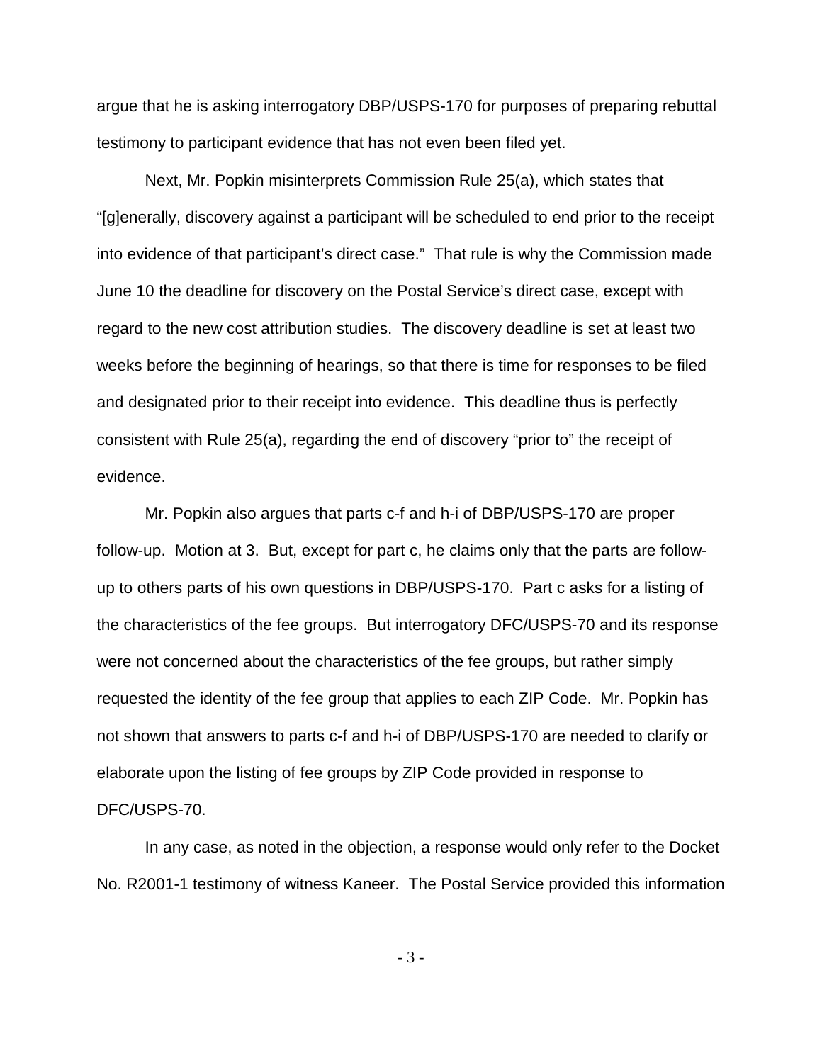argue that he is asking interrogatory DBP/USPS-170 for purposes of preparing rebuttal testimony to participant evidence that has not even been filed yet.

Next, Mr. Popkin misinterprets Commission Rule 25(a), which states that "[g]enerally, discovery against a participant will be scheduled to end prior to the receipt into evidence of that participant's direct case." That rule is why the Commission made June 10 the deadline for discovery on the Postal Service's direct case, except with regard to the new cost attribution studies. The discovery deadline is set at least two weeks before the beginning of hearings, so that there is time for responses to be filed and designated prior to their receipt into evidence. This deadline thus is perfectly consistent with Rule 25(a), regarding the end of discovery "prior to" the receipt of evidence.

Mr. Popkin also argues that parts c-f and h-i of DBP/USPS-170 are proper follow-up. Motion at 3. But, except for part c, he claims only that the parts are follow-up to others parts of his own questions in DBP/USPS-170. Part c asks for a listing of the characteristics of the fee groups. But interrogatory DFC/USPS-70 and its response were not concerned about the characteristics of the fee groups, but rather simply requested the identity of the fee group that applies to each ZIP Code. Mr. Popkin has not shown that answers to parts c-f and h-i of DBP/USPS-170 are needed to clarify or elaborate upon the listing of fee groups by ZIP Code provided in response to DFC/USPS-70.

In any case, as noted in the objection, a response would only refer to the Docket No. R2001-1 testimony of witness Kaneer. The Postal Service provided this information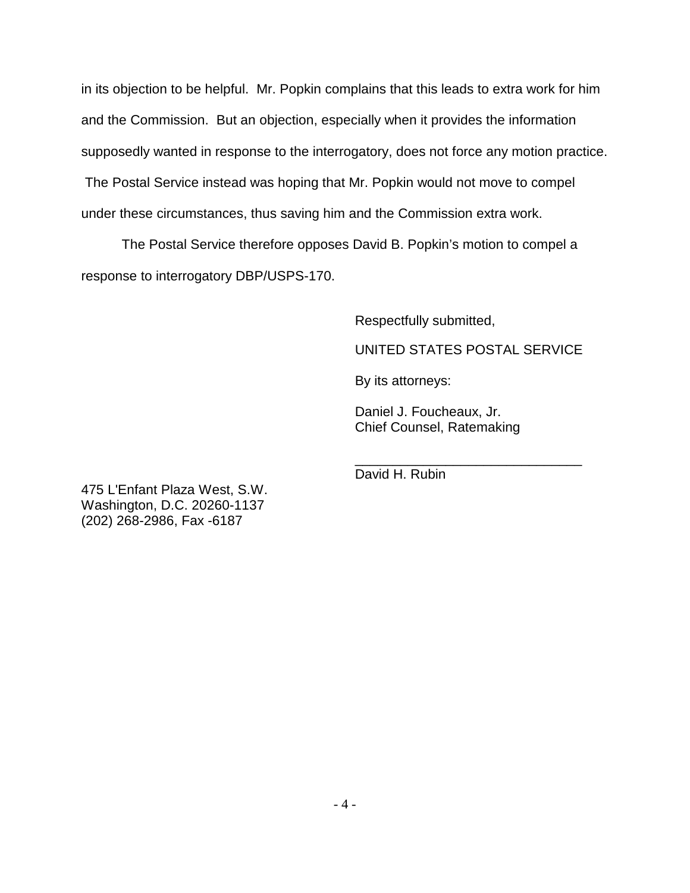in its objection to be helpful. Mr. Popkin complains that this leads to extra work for him and the Commission. But an objection, especially when it provides the information supposedly wanted in response to the interrogatory, does not force any motion practice. The Postal Service instead was hoping that Mr. Popkin would not move to compel under these circumstances, thus saving him and the Commission extra work.

The Postal Service therefore opposes David B. Popkin's motion to compel a response to interrogatory DBP/USPS-170.

Respectfully submitted,

UNITED STATES POSTAL SERVICE

By its attorneys:

Daniel J. Foucheaux, Jr.
Chief Counsel, Ratemaking

______________________________
David H. Rubin

475 L'Enfant Plaza West, S.W.
Washington, D.C. 20260-1137
(202) 268-2986, Fax -6187